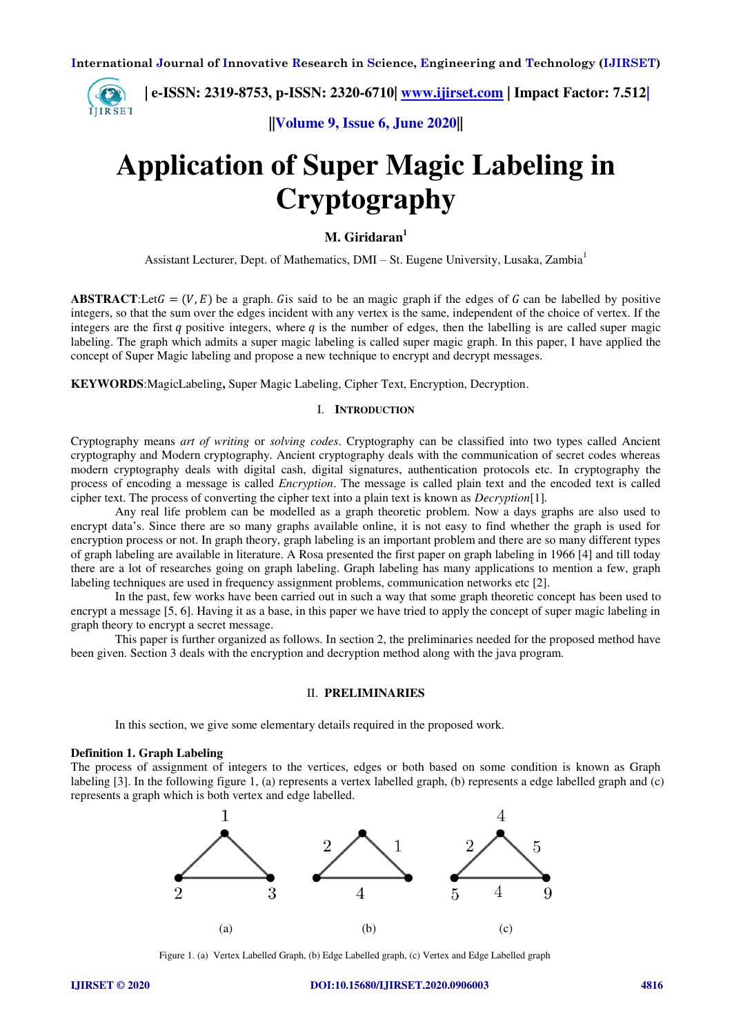# Application of Super Magic Labeling in Cryptography

**M. Giridaran**[1]

Assistant Lecturer, Dept. of Mathematics, DMI – St. Eugene University, Lusaka, Zambia[1]

**ABSTRACT**:Let $G = (V, E)$ be a graph. $G$is said to be an magic graph if the edges of $G$ can be labelled by positive integers, so that the sum over the edges incident with any vertex is the same, independent of the choice of vertex. If the integers are the first $q$ positive integers, where $q$ is the number of edges, then the labelling is are called super magic labeling. The graph which admits a super magic labeling is called super magic graph. In this paper, I have applied the concept of Super Magic labeling and propose a new technique to encrypt and decrypt messages.

**KEYWORDS**:MagicLabeling**,** Super Magic Labeling, Cipher Text, Encryption, Decryption.

## I. INTRODUCTION

Cryptography means *art of writing* or *solving codes*. Cryptography can be classified into two types called Ancient cryptography and Modern cryptography. Ancient cryptography deals with the communication of secret codes whereas modern cryptography deals with digital cash, digital signatures, authentication protocols etc. In cryptography the process of encoding a message is called *Encryption*. The message is called plain text and the encoded text is called cipher text. The process of converting the cipher text into a plain text is known as *Decryption*[1].

Any real life problem can be modelled as a graph theoretic problem. Now a days graphs are also used to encrypt data's. Since there are so many graphs available online, it is not easy to find whether the graph is used for encryption process or not. In graph theory, graph labeling is an important problem and there are so many different types of graph labeling are available in literature. A Rosa presented the first paper on graph labeling in 1966 [4] and till today there are a lot of researches going on graph labeling. Graph labeling has many applications to mention a few, graph labeling techniques are used in frequency assignment problems, communication networks etc [2].

In the past, few works have been carried out in such a way that some graph theoretic concept has been used to encrypt a message [5, 6]. Having it as a base, in this paper we have tried to apply the concept of super magic labeling in graph theory to encrypt a secret message.

This paper is further organized as follows. In section 2, the preliminaries needed for the proposed method have been given. Section 3 deals with the encryption and decryption method along with the java program.

## II. PRELIMINARIES

In this section, we give some elementary details required in the proposed work.

### Definition 1. Graph Labeling

The process of assignment of integers to the vertices, edges or both based on some condition is known as Graph labeling [3]. In the following figure 1, (a) represents a vertex labelled graph, (b) represents a edge labelled graph and (c) represents a graph which is both vertex and edge labelled.

Figure 1. (a) Vertex Labelled Graph, (b) Edge Labelled graph, (c) Vertex and Edge Labelled graph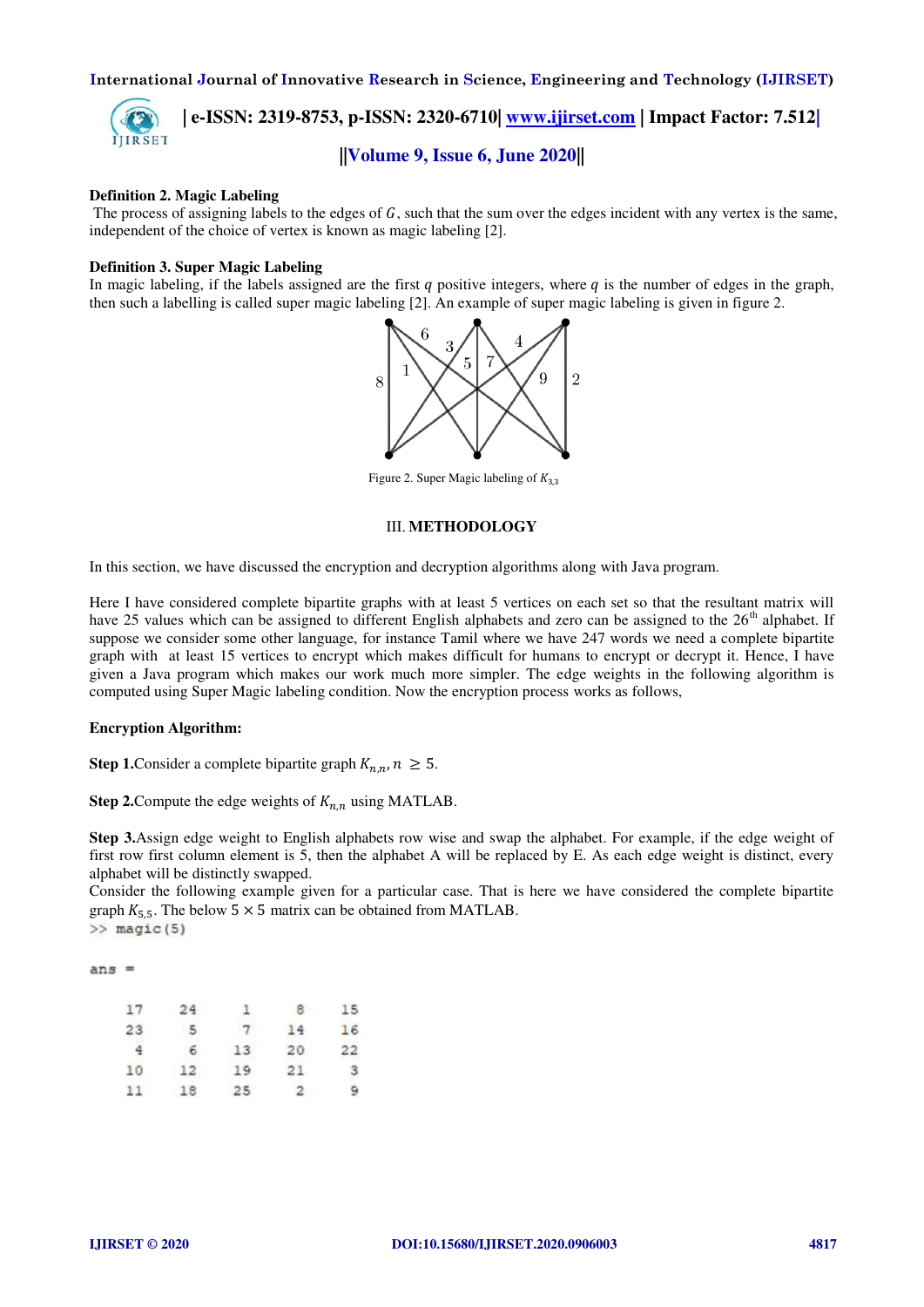**Definition 2. Magic Labeling**

The process of assigning labels to the edges of $G$, such that the sum over the edges incident with any vertex is the same, independent of the choice of vertex is known as magic labeling [2].

**Definition 3. Super Magic Labeling**

In magic labeling, if the labels assigned are the first $q$ positive integers, where $q$ is the number of edges in the graph, then such a labelling is called super magic labeling [2]. An example of super magic labeling is given in figure 2.

Figure 2. Super Magic labeling of $K_{3,3}$

### III. METHODOLOGY

In this section, we have discussed the encryption and decryption algorithms along with Java program.

Here I have considered complete bipartite graphs with at least 5 vertices on each set so that the resultant matrix will have 25 values which can be assigned to different English alphabets and zero can be assigned to the 26$^{th}$ alphabet. If suppose we consider some other language, for instance Tamil where we have 247 words we need a complete bipartite graph with at least 15 vertices to encrypt which makes difficult for humans to encrypt or decrypt it. Hence, I have given a Java program which makes our work much more simpler. The edge weights in the following algorithm is computed using Super Magic labeling condition. Now the encryption process works as follows,

**Encryption Algorithm:**

**Step 1.** Consider a complete bipartite graph $K_{n,n}, n \geq 5$.

**Step 2.** Compute the edge weights of $K_{n,n}$ using MATLAB.

**Step 3.** Assign edge weight to English alphabets row wise and swap the alphabet. For example, if the edge weight of first row first column element is 5, then the alphabet A will be replaced by E. As each edge weight is distinct, every alphabet will be distinctly swapped.

Consider the following example given for a particular case. That is here we have considered the complete bipartite graph $K_{5,5}$. The below $5 \times 5$ matrix can be obtained from MATLAB.

```
>> magic(5)

ans =

    17    24     1     8    15
    23     5     7    14    16
     4     6    13    20    22
    10    12    19    21     3
    11    18    25     2     9
```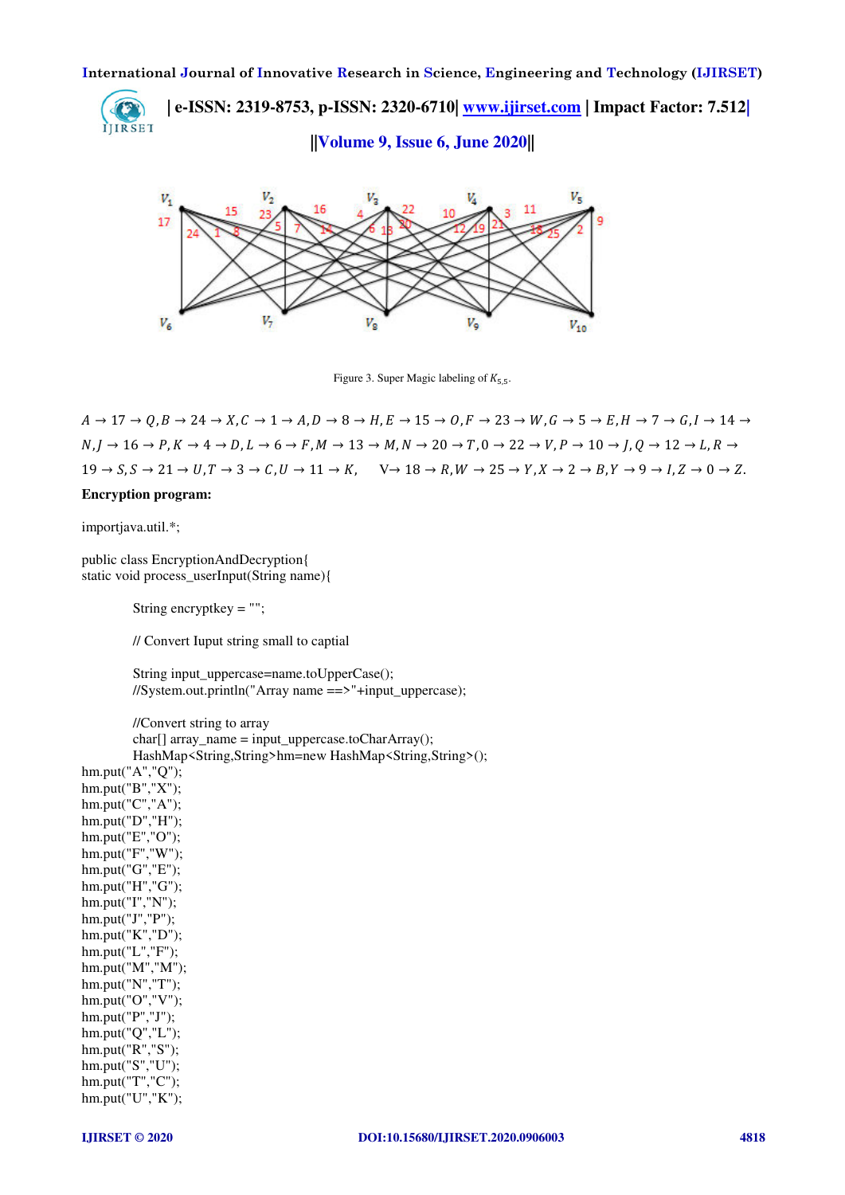Figure 3. Super Magic labeling of $K_{5,5}$.

$A \rightarrow 17 \rightarrow Q, B \rightarrow 24 \rightarrow X, C \rightarrow 1 \rightarrow A, D \rightarrow 8 \rightarrow H, E \rightarrow 15 \rightarrow O, F \rightarrow 23 \rightarrow W, G \rightarrow 5 \rightarrow E, H \rightarrow 7 \rightarrow G, I \rightarrow 14 \rightarrow N, J \rightarrow 16 \rightarrow P, K \rightarrow 4 \rightarrow D, L \rightarrow 6 \rightarrow F, M \rightarrow 13 \rightarrow M, N \rightarrow 20 \rightarrow T, 0 \rightarrow 22 \rightarrow V, P \rightarrow 10 \rightarrow J, Q \rightarrow 12 \rightarrow L, R \rightarrow 19 \rightarrow S, S \rightarrow 21 \rightarrow U, T \rightarrow 3 \rightarrow C, U \rightarrow 11 \rightarrow K,$ V→ $18 \rightarrow R, W \rightarrow 25 \rightarrow Y, X \rightarrow 2 \rightarrow B, Y \rightarrow 9 \rightarrow I, Z \rightarrow 0 \rightarrow Z.$

**Encryption program:**

```
importjava.util.*;

public class EncryptionAndDecryption{
static void process_userInput(String name){

        String encryptkey = "";

        // Convert Iuput string small to captial

        String input_uppercase=name.toUpperCase();
        //System.out.println("Array name ==>"+input_uppercase);

        //Convert string to array
        char[] array_name = input_uppercase.toCharArray();
        HashMap<String,String>hm=new HashMap<String,String>();
hm.put("A","Q");
hm.put("B","X");
hm.put("C","A");
hm.put("D","H");
hm.put("E","O");
hm.put("F","W");
hm.put("G","E");
hm.put("H","G");
hm.put("I","N");
hm.put("J","P");
hm.put("K","D");
hm.put("L","F");
hm.put("M","M");
hm.put("N","T");
hm.put("O","V");
hm.put("P","J");
hm.put("Q","L");
hm.put("R","S");
hm.put("S","U");
hm.put("T","C");
hm.put("U","K");
```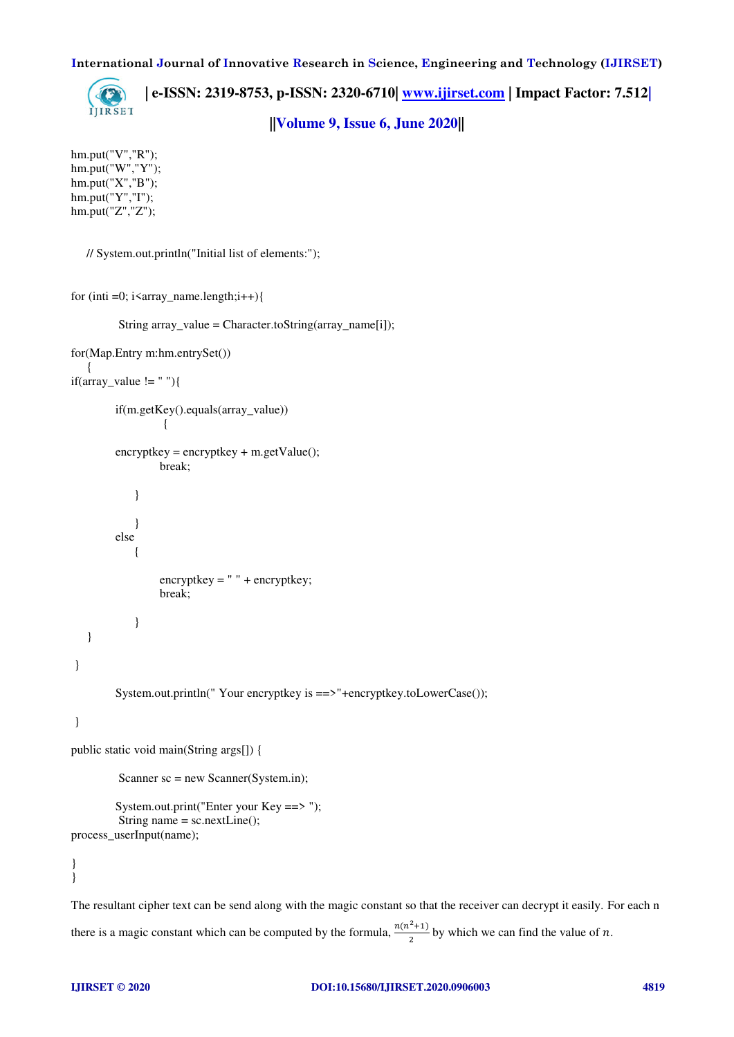```
hm.put("V","R");
hm.put("W","Y");
hm.put("X","B");
hm.put("Y","I");
hm.put("Z","Z");


     // System.out.println("Initial list of elements:");


for (inti =0; i<array_name.length;i++){

              String array_value = Character.toString(array_name[i]);

for(Map.Entry m:hm.entrySet())
     {
if(array_value != " "){

             if(m.getKey().equals(array_value))
                  {

             encryptkey = encryptkey + m.getValue();
                  break;

                  }

                  }
             else
                  {

                       encryptkey = " " + encryptkey;
                       break;

                  }
     }

 }

             System.out.println(" Your encryptkey is ==>"+encryptkey.toLowerCase());

 }

public static void main(String args[]) {

              Scanner sc = new Scanner(System.in);

             System.out.print("Enter your Key ==> ");
              String name = sc.nextLine();
process_userInput(name);

}
}
```

The resultant cipher text can be send along with the magic constant so that the receiver can decrypt it easily. For each n there is a magic constant which can be computed by the formula, $\frac{n(n^2+1)}{2}$ by which we can find the value of $n$.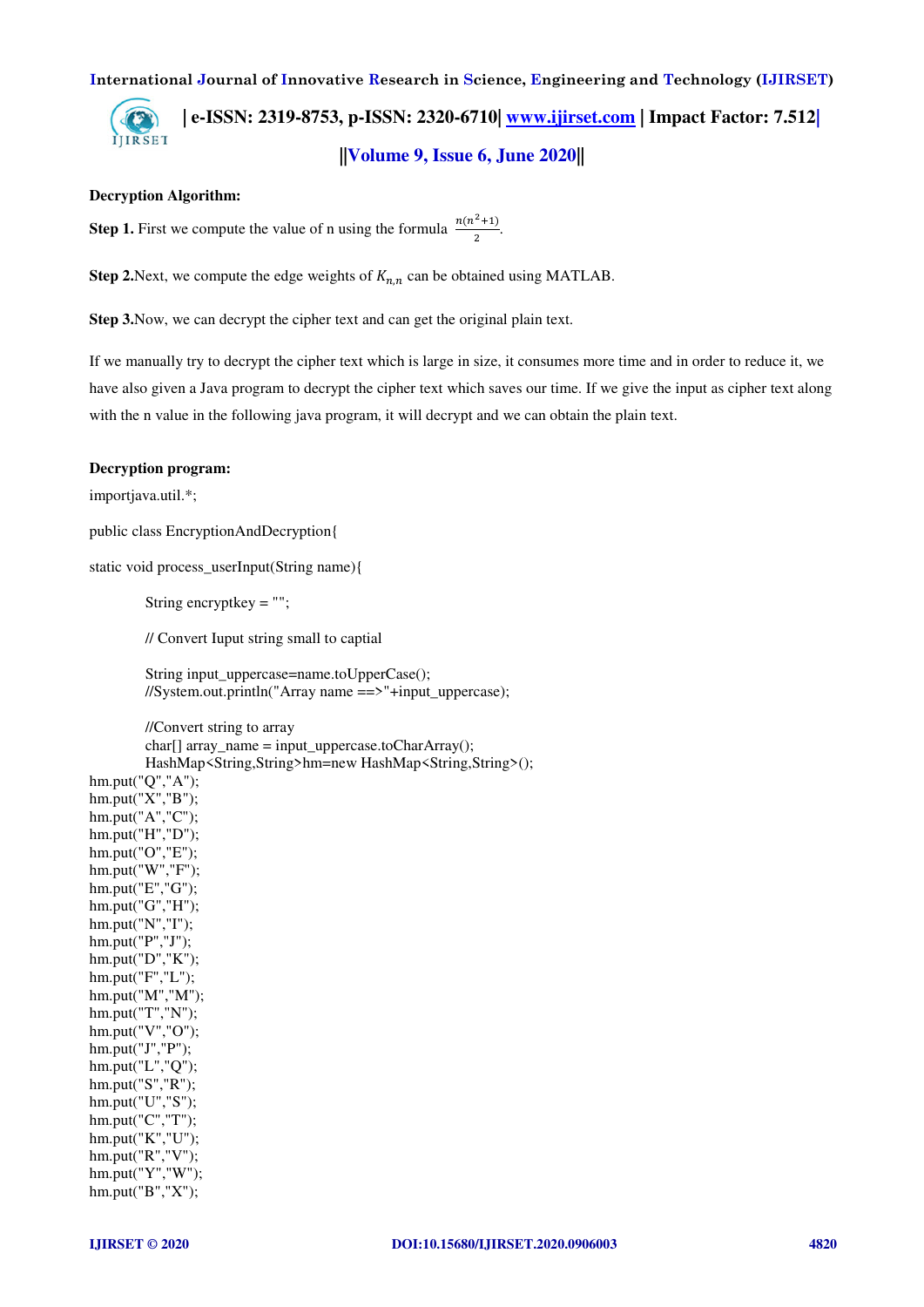**Decryption Algorithm:**

**Step 1.** First we compute the value of n using the formula $\frac{n(n^2+1)}{2}$.

**Step 2.**Next, we compute the edge weights of $K_{n,n}$ can be obtained using MATLAB.

**Step 3.**Now, we can decrypt the cipher text and can get the original plain text.

If we manually try to decrypt the cipher text which is large in size, it consumes more time and in order to reduce it, we have also given a Java program to decrypt the cipher text which saves our time. If we give the input as cipher text along with the n value in the following java program, it will decrypt and we can obtain the plain text.

**Decryption program:**

```
importjava.util.*;

public class EncryptionAndDecryption{

static void process_userInput(String name){

        String encryptkey = "";

        // Convert Iuput string small to captial

        String input_uppercase=name.toUpperCase();
        //System.out.println("Array name ==>"+input_uppercase);

        //Convert string to array
        char[] array_name = input_uppercase.toCharArray();
        HashMap<String,String>hm=new HashMap<String,String>();
hm.put("Q","A");
hm.put("X","B");
hm.put("A","C");
hm.put("H","D");
hm.put("O","E");
hm.put("W","F");
hm.put("E","G");
hm.put("G","H");
hm.put("N","I");
hm.put("P","J");
hm.put("D","K");
hm.put("F","L");
hm.put("M","M");
hm.put("T","N");
hm.put("V","O");
hm.put("J","P");
hm.put("L","Q");
hm.put("S","R");
hm.put("U","S");
hm.put("C","T");
hm.put("K","U");
hm.put("R","V");
hm.put("Y","W");
hm.put("B","X");
```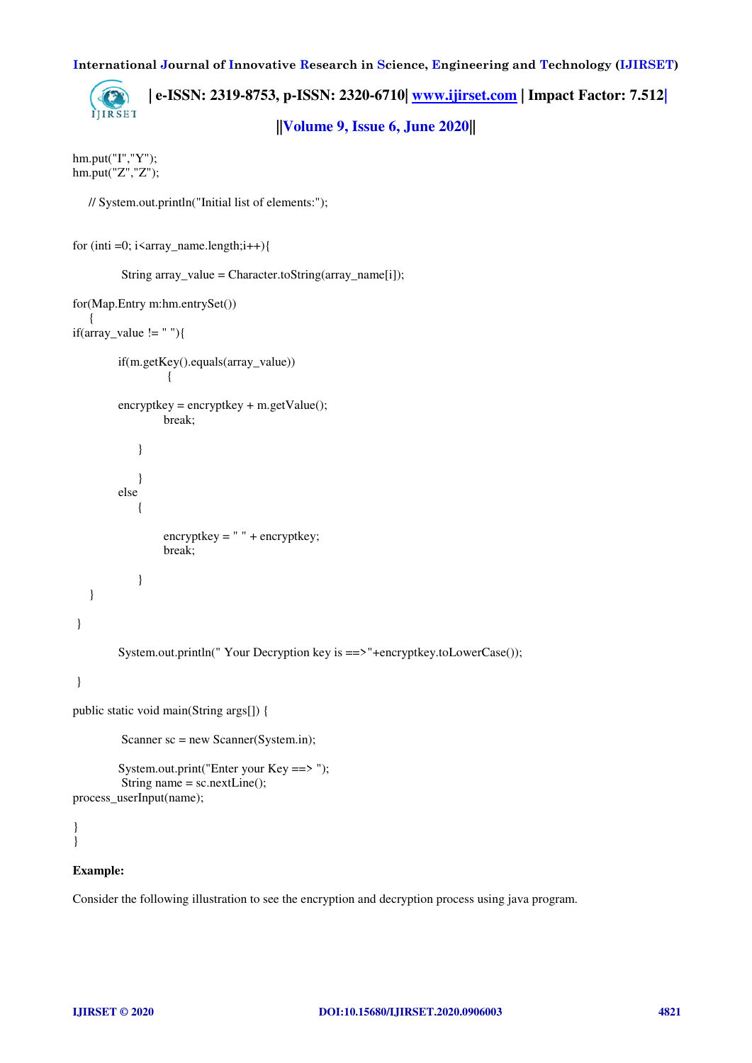```
hm.put("I","Y");
hm.put("Z","Z");

    // System.out.println("Initial list of elements:");


for (inti =0; i<array_name.length;i++){

             String array_value = Character.toString(array_name[i]);

for(Map.Entry m:hm.entrySet())
    {
if(array_value != " "){

            if(m.getKey().equals(array_value))
                        {

            encryptkey = encryptkey + m.getValue();
                        break;

                }

                }
            else
                {

                        encryptkey = " " + encryptkey;
                        break;

                }
    }

 }

            System.out.println(" Your Decryption key is ==>"+encryptkey.toLowerCase());

 }

public static void main(String args[]) {

             Scanner sc = new Scanner(System.in);

            System.out.print("Enter your Key ==> ");
             String name = sc.nextLine();
process_userInput(name);

}
}
```

**Example:**

Consider the following illustration to see the encryption and decryption process using java program.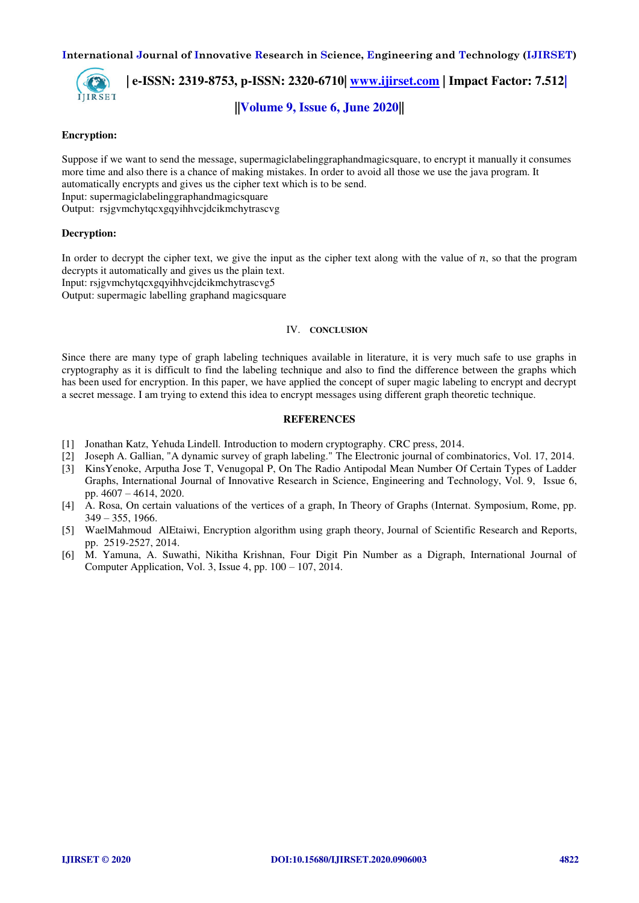**Encryption:**

Suppose if we want to send the message, supermagiclabelinggraphandmagicsquare, to encrypt it manually it consumes more time and also there is a chance of making mistakes. In order to avoid all those we use the java program. It automatically encrypts and gives us the cipher text which is to be send.
Input: supermagiclabelinggraphandmagicsquare
Output: rsjgvmchytqcxgqyihhvcjdcikmchytrascvg

**Decryption:**

In order to decrypt the cipher text, we give the input as the cipher text along with the value of $n$, so that the program decrypts it automatically and gives us the plain text.
Input: rsjgvmchytqcxgqyihhvcjdcikmchytrascvg5
Output: supermagic labelling graphand magicsquare

## IV. CONCLUSION

Since there are many type of graph labeling techniques available in literature, it is very much safe to use graphs in cryptography as it is difficult to find the labeling technique and also to find the difference between the graphs which has been used for encryption. In this paper, we have applied the concept of super magic labeling to encrypt and decrypt a secret message. I am trying to extend this idea to encrypt messages using different graph theoretic technique.

## REFERENCES

[1] Jonathan Katz, Yehuda Lindell. Introduction to modern cryptography. CRC press, 2014.
[2] Joseph A. Gallian, "A dynamic survey of graph labeling." The Electronic journal of combinatorics, Vol. 17, 2014.
[3] KinsYenoke, Arputha Jose T, Venugopal P, On The Radio Antipodal Mean Number Of Certain Types of Ladder Graphs, International Journal of Innovative Research in Science, Engineering and Technology, Vol. 9, Issue 6, pp. 4607 – 4614, 2020.
[4] A. Rosa, On certain valuations of the vertices of a graph, In Theory of Graphs (Internat. Symposium, Rome, pp. 349 – 355, 1966.
[5] WaelMahmoud AlEtaiwi, Encryption algorithm using graph theory, Journal of Scientific Research and Reports, pp. 2519-2527, 2014.
[6] M. Yamuna, A. Suwathi, Nikitha Krishnan, Four Digit Pin Number as a Digraph, International Journal of Computer Application, Vol. 3, Issue 4, pp. 100 – 107, 2014.